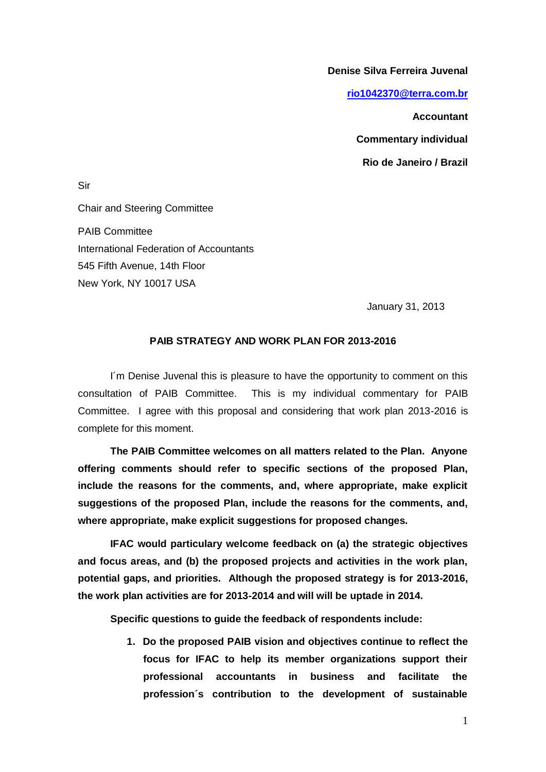**Denise Silva Ferreira Juvenal**

**rio1042370@terra.com.br**

**Accountant**

**Commentary individual**

**Rio de Janeiro / Brazil**

Sir

Chair and Steering Committee

PAIB Committee
International Federation of Accountants
545 Fifth Avenue, 14th Floor
New York, NY 10017 USA

January 31, 2013

**PAIB STRATEGY AND WORK PLAN FOR 2013-2016**

I´m Denise Juvenal this is pleasure to have the opportunity to comment on this consultation of PAIB Committee. This is my individual commentary for PAIB Committee. I agree with this proposal and considering that work plan 2013-2016 is complete for this moment.

**The PAIB Committee welcomes on all matters related to the Plan. Anyone offering comments should refer to specific sections of the proposed Plan, include the reasons for the comments, and, where appropriate, make explicit suggestions of the proposed Plan, include the reasons for the comments, and, where appropriate, make explicit suggestions for proposed changes.**

**IFAC would particulary welcome feedback on (a) the strategic objectives and focus areas, and (b) the proposed projects and activities in the work plan, potential gaps, and priorities. Although the proposed strategy is for 2013-2016, the work plan activities are for 2013-2014 and will will be uptade in 2014.**

**Specific questions to guide the feedback of respondents include:**

1. **Do the proposed PAIB vision and objectives continue to reflect the focus for IFAC to help its member organizations support their professional accountants in business and facilitate the profession´s contribution to the development of sustainable**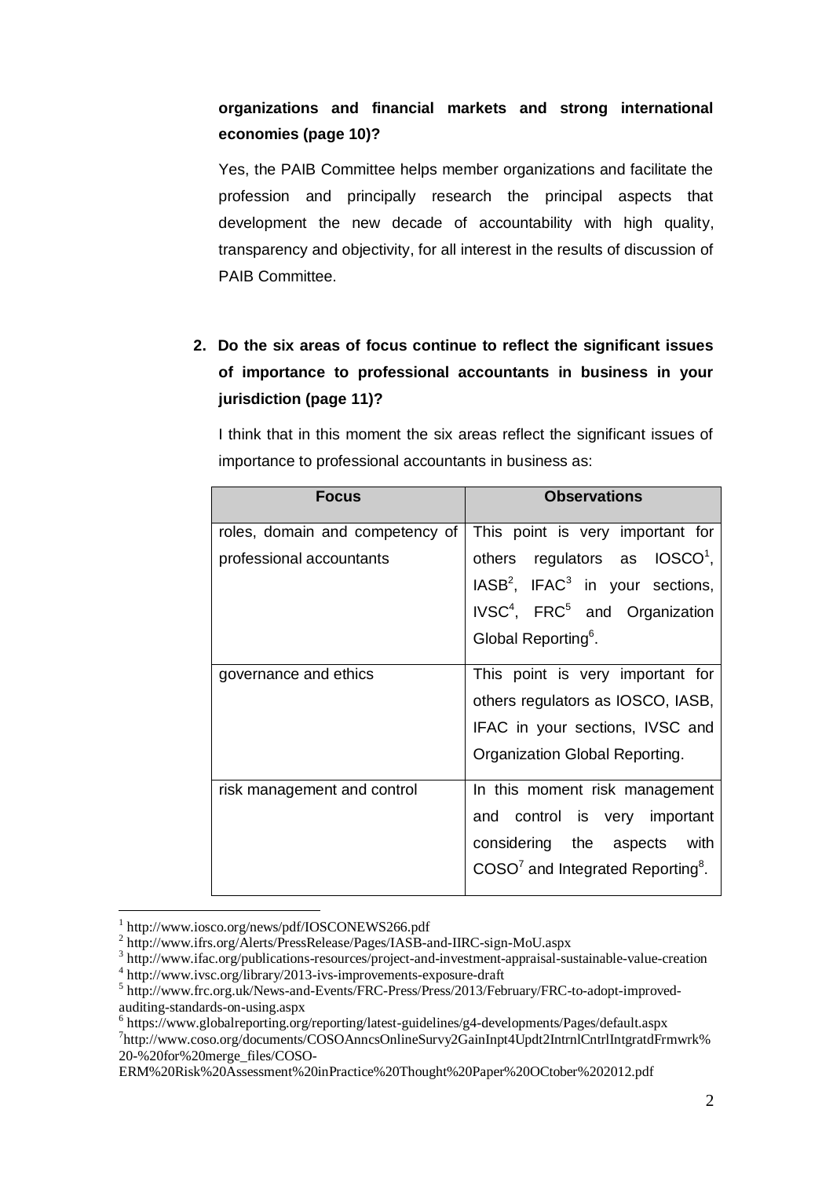**organizations and financial markets and strong international economies (page 10)?**

Yes, the PAIB Committee helps member organizations and facilitate the profession and principally research the principal aspects that development the new decade of accountability with high quality, transparency and objectivity, for all interest in the results of discussion of PAIB Committee.

2. **Do the six areas of focus continue to reflect the significant issues of importance to professional accountants in business in your jurisdiction (page 11)?**

I think that in this moment the six areas reflect the significant issues of importance to professional accountants in business as:

| Focus | Observations |
|---|---|
| roles, domain and competency of professional accountants | This point is very important for others regulators as IOSCO[1], IASB[2], IFAC[3] in your sections, IVSC[4], FRC[5] and Organization Global Reporting[6]. |
| governance and ethics | This point is very important for others regulators as IOSCO, IASB, IFAC in your sections, IVSC and Organization Global Reporting. |
| risk management and control | In this moment risk management and control is very important considering the aspects with COSO[7] and Integrated Reporting[8]. |

[1] http://www.iosco.org/news/pdf/IOSCONEWS266.pdf
[2] http://www.ifrs.org/Alerts/PressRelease/Pages/IASB-and-IIRC-sign-MoU.aspx
[3] http://www.ifac.org/publications-resources/project-and-investment-appraisal-sustainable-value-creation
[4] http://www.ivsc.org/library/2013-ivs-improvements-exposure-draft
[5] http://www.frc.org.uk/News-and-Events/FRC-Press/Press/2013/February/FRC-to-adopt-improved-auditing-standards-on-using.aspx
[6] https://www.globalreporting.org/reporting/latest-guidelines/g4-developments/Pages/default.aspx
[7] http://www.coso.org/documents/COSOAnncsOnlineSurvy2GainInpt4Updt2IntrnlCntrlIntgratdFrmwrk%20-%20for%20merge_files/COSO-ERM%20Risk%20Assessment%20inPractice%20Thought%20Paper%20OCtober%202012.pdf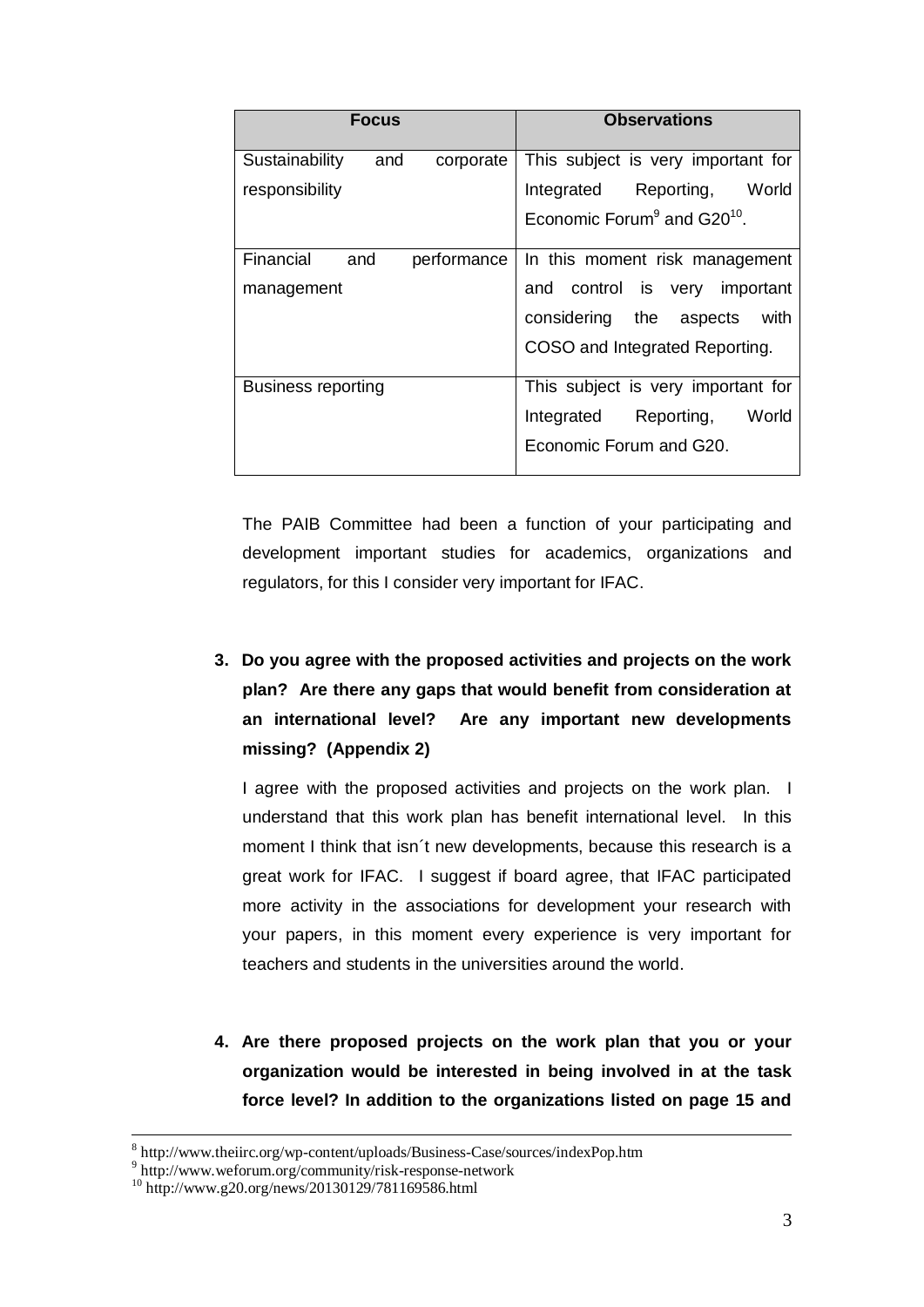| Focus | Observations |
|---|---|
| Sustainability and corporate responsibility | This subject is very important for Integrated Reporting, World Economic Forum[9] and G20[10]. |
| Financial and performance management | In this moment risk management and control is very important considering the aspects with COSO and Integrated Reporting. |
| Business reporting | This subject is very important for Integrated Reporting, World Economic Forum and G20. |

The PAIB Committee had been a function of your participating and development important studies for academics, organizations and regulators, for this I consider very important for IFAC.

3. **Do you agree with the proposed activities and projects on the work plan? Are there any gaps that would benefit from consideration at an international level? Are any important new developments missing? (Appendix 2)**

   I agree with the proposed activities and projects on the work plan. I understand that this work plan has benefit international level. In this moment I think that isn´t new developments, because this research is a great work for IFAC. I suggest if board agree, that IFAC participated more activity in the associations for development your research with your papers, in this moment every experience is very important for teachers and students in the universities around the world.

4. **Are there proposed projects on the work plan that you or your organization would be interested in being involved in at the task force level? In addition to the organizations listed on page 15 and**

---

[8] http://www.theiirc.org/wp-content/uploads/Business-Case/sources/indexPop.htm

[9] http://www.weforum.org/community/risk-response-network

[10] http://www.g20.org/news/20130129/781169586.html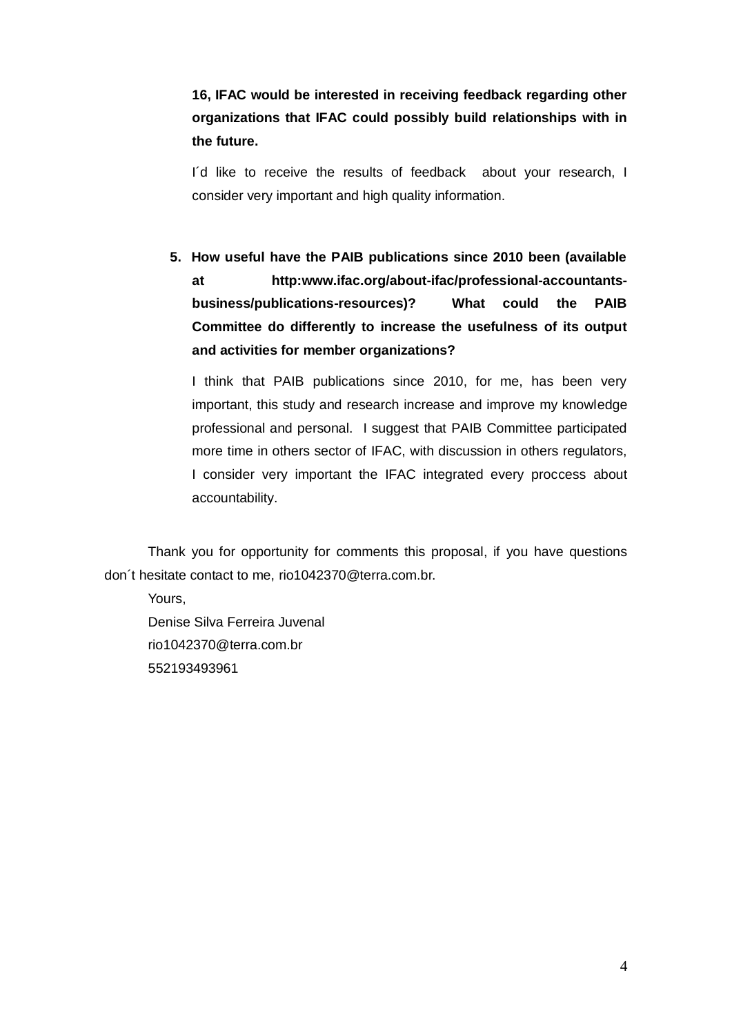**16, IFAC would be interested in receiving feedback regarding other organizations that IFAC could possibly build relationships with in the future.**

I´d like to receive the results of feedback about your research, I consider very important and high quality information.

5. **How useful have the PAIB publications since 2010 been (available at http:www.ifac.org/about-ifac/professional-accountants-business/publications-resources)? What could the PAIB Committee do differently to increase the usefulness of its output and activities for member organizations?**

   I think that PAIB publications since 2010, for me, has been very important, this study and research increase and improve my knowledge professional and personal. I suggest that PAIB Committee participated more time in others sector of IFAC, with discussion in others regulators, I consider very important the IFAC integrated every proccess about accountability.

Thank you for opportunity for comments this proposal, if you have questions don´t hesitate contact to me, rio1042370@terra.com.br.

Yours,

Denise Silva Ferreira Juvenal

rio1042370@terra.com.br

552193493961